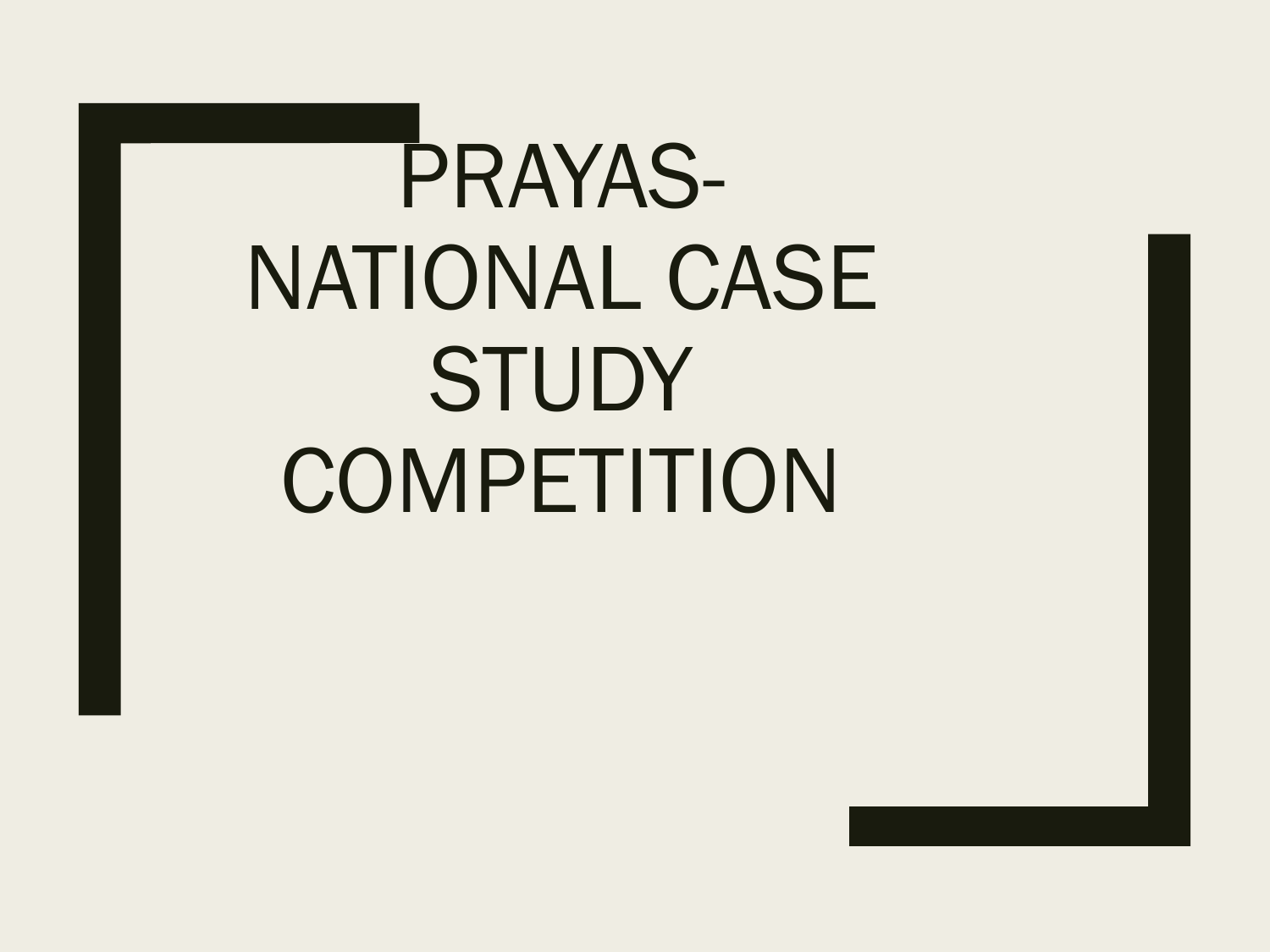# PRAYAS- NATIONAL CASE STUDY COMPETITION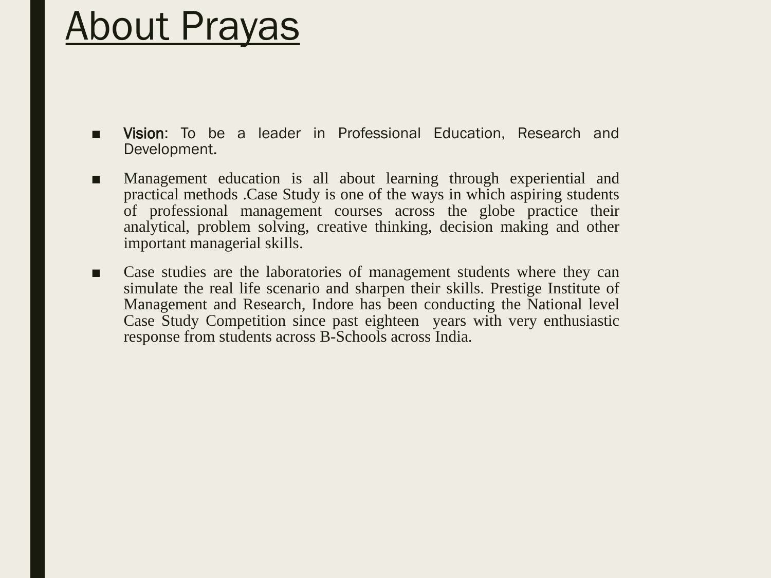# About Prayas

- Vision: To be a leader in Professional Education, Research and Development.
- Management education is all about learning through experiential and practical methods .Case Study is one of the ways in which aspiring students of professional management courses across the globe practice their analytical, problem solving, creative thinking, decision making and other important managerial skills.
- Case studies are the laboratories of management students where they can simulate the real life scenario and sharpen their skills. Prestige Institute of Management and Research, Indore has been conducting the National level Case Study Competition since past eighteen years with very enthusiastic response from students across B-Schools across India.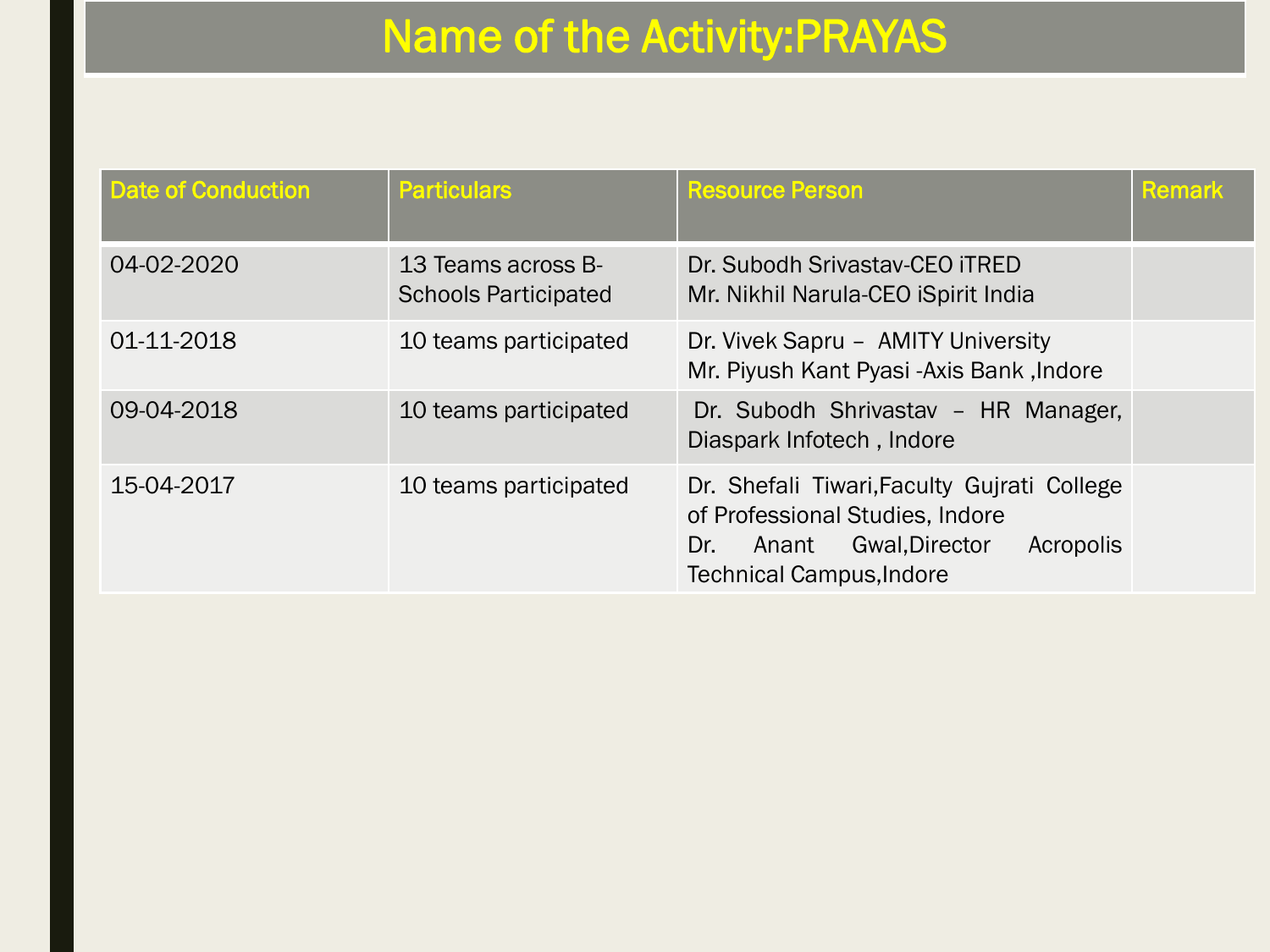# Name of the Activity:PRAYAS

| Date of Conduction | Particulars | Resource Person | Remark |
| --- | --- | --- | --- |
| 04-02-2020 | 13 Teams across B-Schools Participated | Dr. Subodh Srivastav-CEO iTRED<br>Mr. Nikhil Narula-CEO iSpirit India | |
| 01-11-2018 | 10 teams participated | Dr. Vivek Sapru – AMITY University<br>Mr. Piyush Kant Pyasi -Axis Bank ,Indore | |
| 09-04-2018 | 10 teams participated | Dr. Subodh Shrivastav – HR Manager, Diaspark Infotech , Indore | |
| 15-04-2017 | 10 teams participated | Dr. Shefali Tiwari,Faculty Gujrati College of Professional Studies, Indore<br>Dr. Anant Gwal,Director Acropolis Technical Campus,Indore | |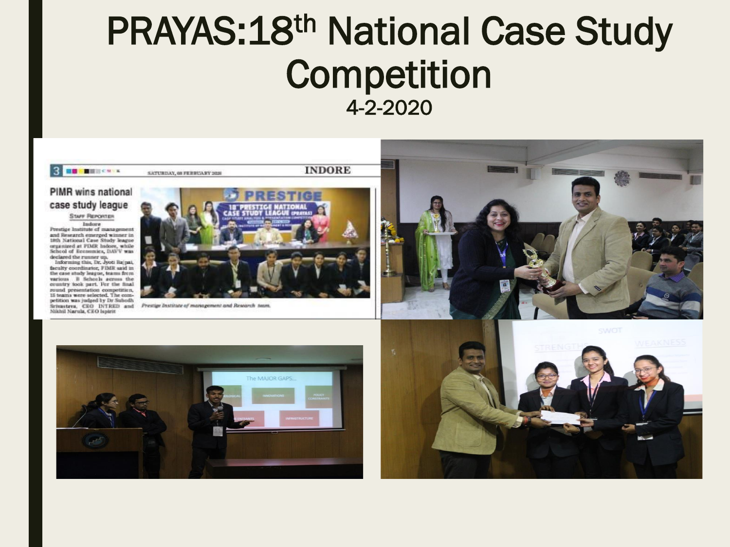# PRAYAS:18th National Case Study Competition

4-2-2020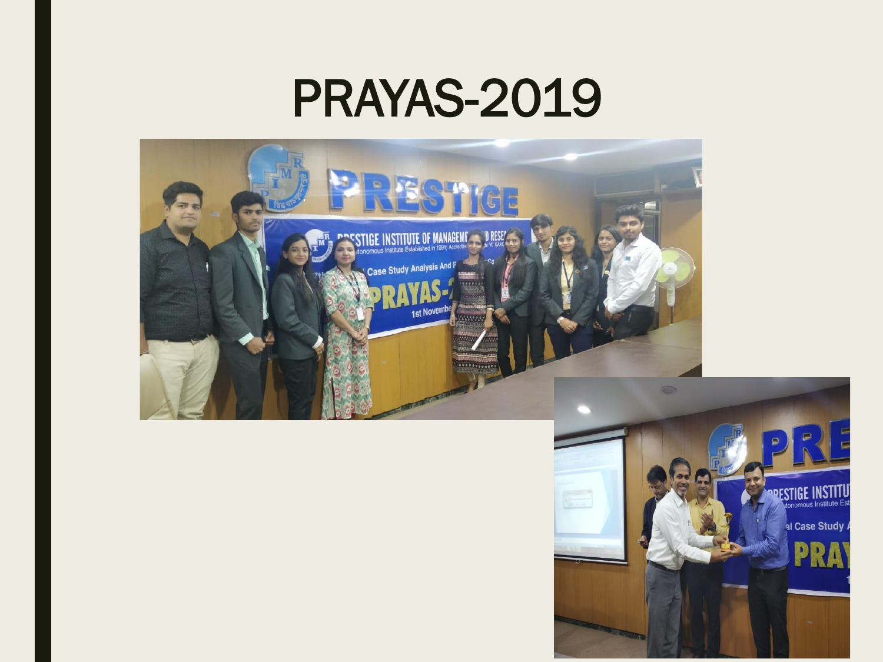# PRAYAS-2019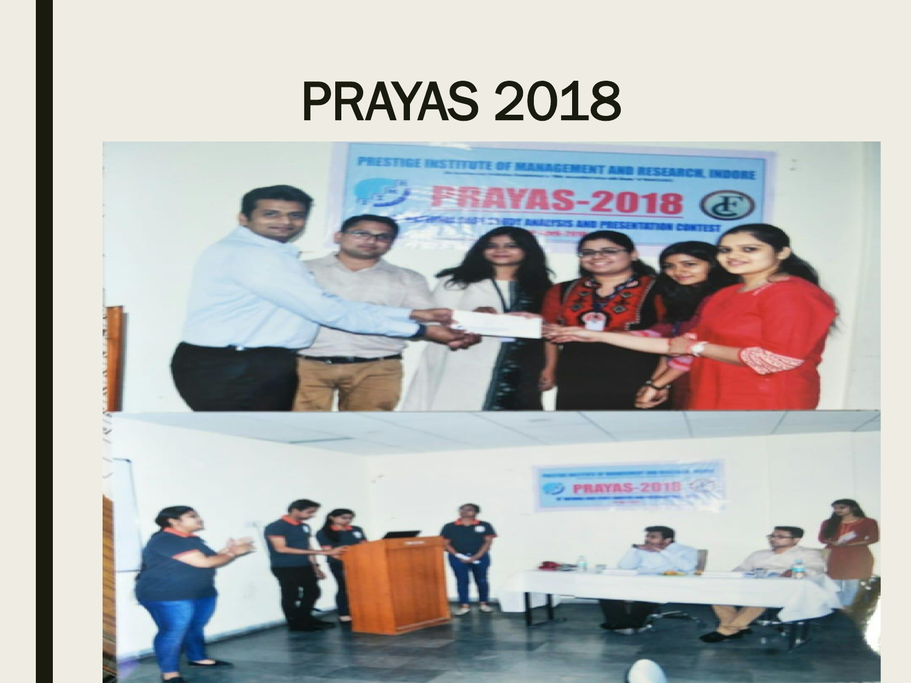# PRAYAS 2018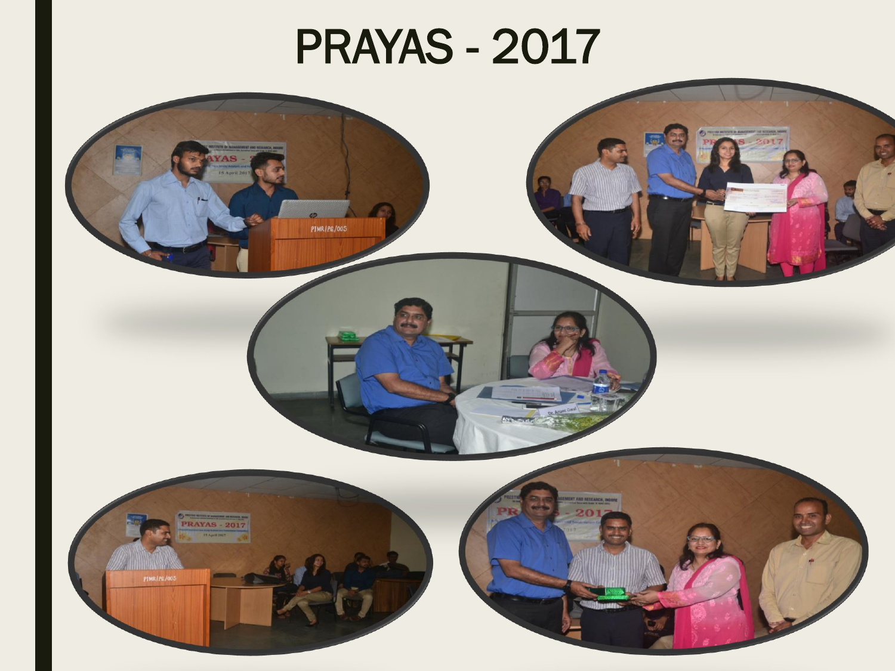# PRAYAS - 2017